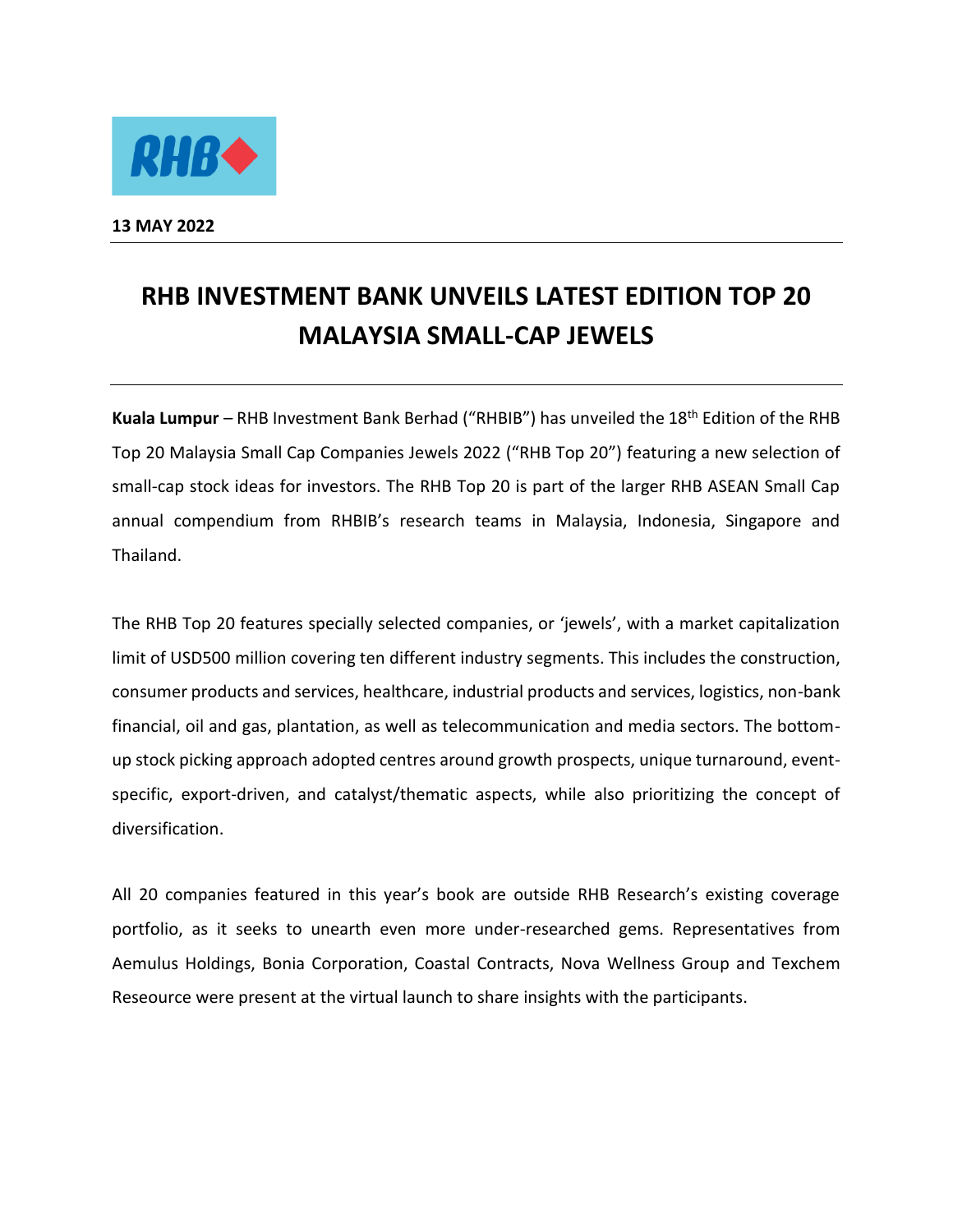**13 MAY 2022**

# RHB INVESTMENT BANK UNVEILS LATEST EDITION TOP 20 MALAYSIA SMALL-CAP JEWELS

**Kuala Lumpur** – RHB Investment Bank Berhad ("RHBIB") has unveiled the 18th Edition of the RHB Top 20 Malaysia Small Cap Companies Jewels 2022 ("RHB Top 20") featuring a new selection of small-cap stock ideas for investors. The RHB Top 20 is part of the larger RHB ASEAN Small Cap annual compendium from RHBIB's research teams in Malaysia, Indonesia, Singapore and Thailand.

The RHB Top 20 features specially selected companies, or 'jewels', with a market capitalization limit of USD500 million covering ten different industry segments. This includes the construction, consumer products and services, healthcare, industrial products and services, logistics, non-bank financial, oil and gas, plantation, as well as telecommunication and media sectors. The bottom-up stock picking approach adopted centres around growth prospects, unique turnaround, event-specific, export-driven, and catalyst/thematic aspects, while also prioritizing the concept of diversification.

All 20 companies featured in this year's book are outside RHB Research's existing coverage portfolio, as it seeks to unearth even more under-researched gems. Representatives from Aemulus Holdings, Bonia Corporation, Coastal Contracts, Nova Wellness Group and Texchem Reseource were present at the virtual launch to share insights with the participants.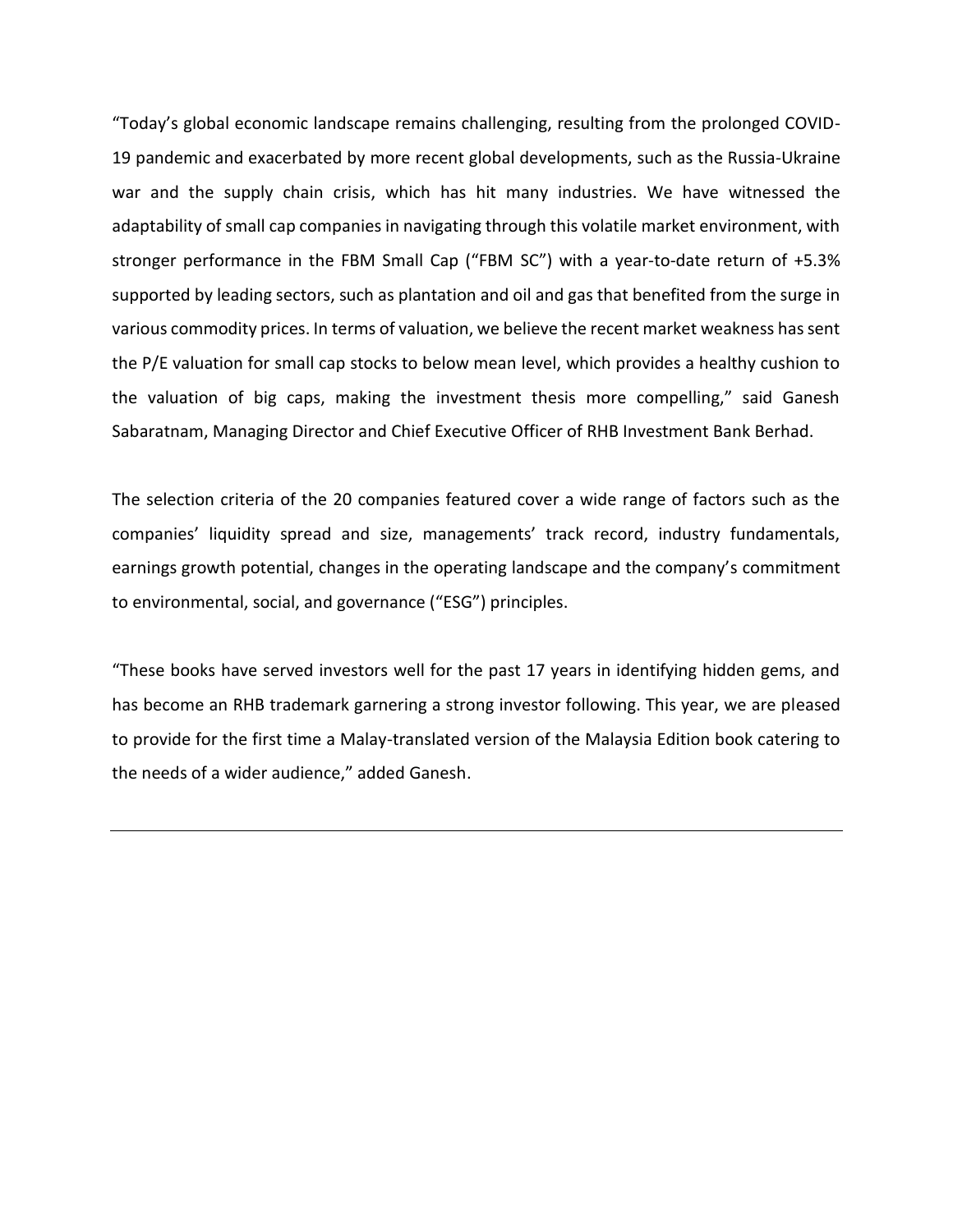"Today's global economic landscape remains challenging, resulting from the prolonged COVID-19 pandemic and exacerbated by more recent global developments, such as the Russia-Ukraine war and the supply chain crisis, which has hit many industries. We have witnessed the adaptability of small cap companies in navigating through this volatile market environment, with stronger performance in the FBM Small Cap ("FBM SC") with a year-to-date return of +5.3% supported by leading sectors, such as plantation and oil and gas that benefited from the surge in various commodity prices. In terms of valuation, we believe the recent market weakness has sent the P/E valuation for small cap stocks to below mean level, which provides a healthy cushion to the valuation of big caps, making the investment thesis more compelling," said Ganesh Sabaratnam, Managing Director and Chief Executive Officer of RHB Investment Bank Berhad.

The selection criteria of the 20 companies featured cover a wide range of factors such as the companies' liquidity spread and size, managements' track record, industry fundamentals, earnings growth potential, changes in the operating landscape and the company's commitment to environmental, social, and governance ("ESG") principles.

"These books have served investors well for the past 17 years in identifying hidden gems, and has become an RHB trademark garnering a strong investor following. This year, we are pleased to provide for the first time a Malay-translated version of the Malaysia Edition book catering to the needs of a wider audience," added Ganesh.

---